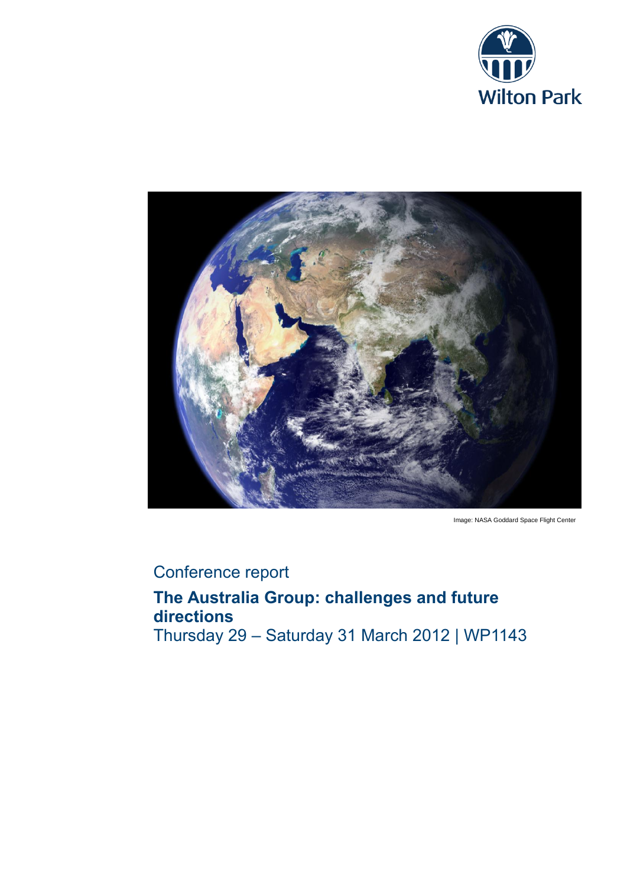Wilton Park

Image: NASA Goddard Space Flight Center

Conference report

# The Australia Group: challenges and future directions

Thursday 29 – Saturday 31 March 2012 | WP1143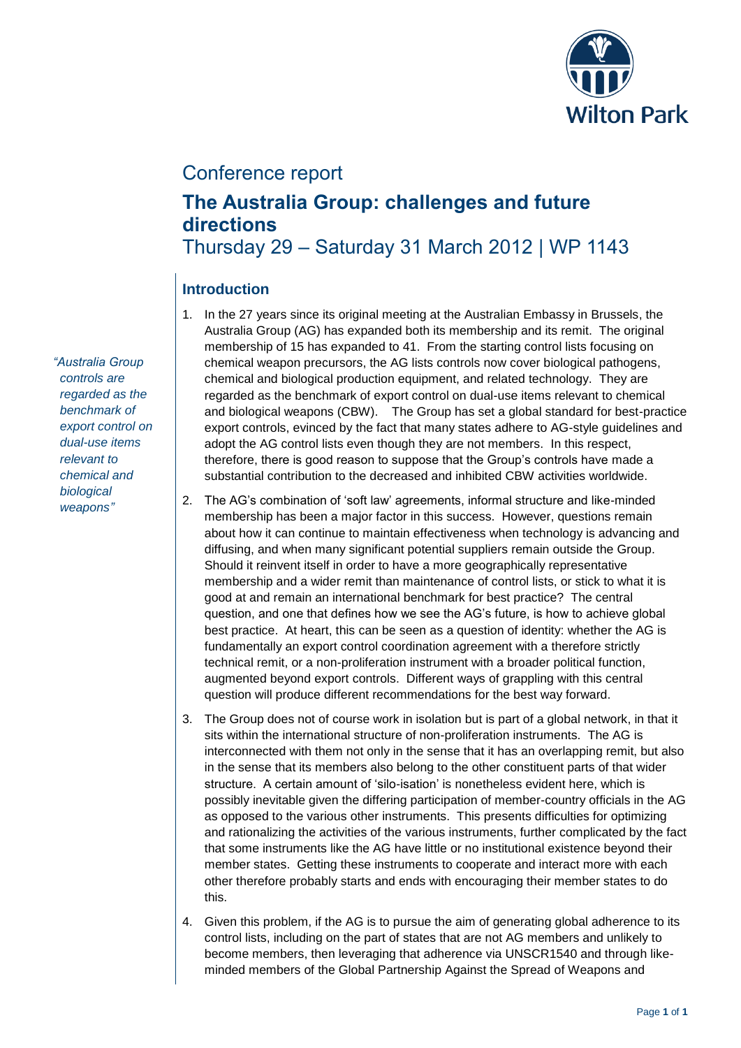Conference report

# The Australia Group: challenges and future directions

Thursday 29 – Saturday 31 March 2012 | WP 1143

## Introduction

*"Australia Group controls are regarded as the benchmark of export control on dual-use items relevant to chemical and biological weapons"*

1. In the 27 years since its original meeting at the Australian Embassy in Brussels, the Australia Group (AG) has expanded both its membership and its remit. The original membership of 15 has expanded to 41. From the starting control lists focusing on chemical weapon precursors, the AG lists controls now cover biological pathogens, chemical and biological production equipment, and related technology. They are regarded as the benchmark of export control on dual-use items relevant to chemical and biological weapons (CBW). The Group has set a global standard for best-practice export controls, evinced by the fact that many states adhere to AG-style guidelines and adopt the AG control lists even though they are not members. In this respect, therefore, there is good reason to suppose that the Group's controls have made a substantial contribution to the decreased and inhibited CBW activities worldwide.
2. The AG's combination of 'soft law' agreements, informal structure and like-minded membership has been a major factor in this success. However, questions remain about how it can continue to maintain effectiveness when technology is advancing and diffusing, and when many significant potential suppliers remain outside the Group. Should it reinvent itself in order to have a more geographically representative membership and a wider remit than maintenance of control lists, or stick to what it is good at and remain an international benchmark for best practice? The central question, and one that defines how we see the AG's future, is how to achieve global best practice. At heart, this can be seen as a question of identity: whether the AG is fundamentally an export control coordination agreement with a therefore strictly technical remit, or a non-proliferation instrument with a broader political function, augmented beyond export controls. Different ways of grappling with this central question will produce different recommendations for the best way forward.
3. The Group does not of course work in isolation but is part of a global network, in that it sits within the international structure of non-proliferation instruments. The AG is interconnected with them not only in the sense that it has an overlapping remit, but also in the sense that its members also belong to the other constituent parts of that wider structure. A certain amount of 'silo-isation' is nonetheless evident here, which is possibly inevitable given the differing participation of member-country officials in the AG as opposed to the various other instruments. This presents difficulties for optimizing and rationalizing the activities of the various instruments, further complicated by the fact that some instruments like the AG have little or no institutional existence beyond their member states. Getting these instruments to cooperate and interact more with each other therefore probably starts and ends with encouraging their member states to do this.
4. Given this problem, if the AG is to pursue the aim of generating global adherence to its control lists, including on the part of states that are not AG members and unlikely to become members, then leveraging that adherence via UNSCR1540 and through like-minded members of the Global Partnership Against the Spread of Weapons and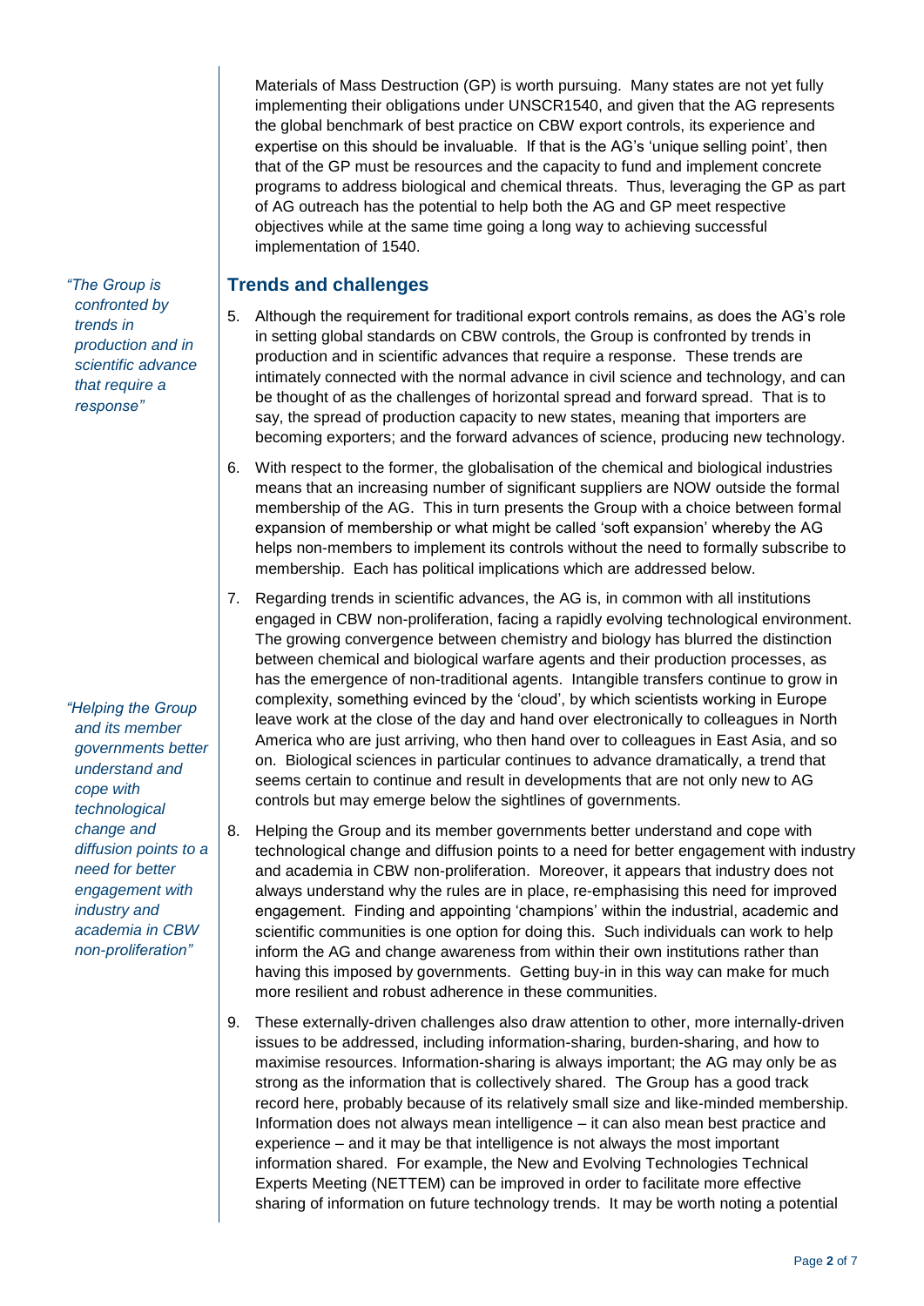Materials of Mass Destruction (GP) is worth pursuing. Many states are not yet fully implementing their obligations under UNSCR1540, and given that the AG represents the global benchmark of best practice on CBW export controls, its experience and expertise on this should be invaluable. If that is the AG's 'unique selling point', then that of the GP must be resources and the capacity to fund and implement concrete programs to address biological and chemical threats. Thus, leveraging the GP as part of AG outreach has the potential to help both the AG and GP meet respective objectives while at the same time going a long way to achieving successful implementation of 1540.

*"The Group is confronted by trends in production and in scientific advance that require a response"*

## Trends and challenges

5. Although the requirement for traditional export controls remains, as does the AG's role in setting global standards on CBW controls, the Group is confronted by trends in production and in scientific advances that require a response. These trends are intimately connected with the normal advance in civil science and technology, and can be thought of as the challenges of horizontal spread and forward spread. That is to say, the spread of production capacity to new states, meaning that importers are becoming exporters; and the forward advances of science, producing new technology.

6. With respect to the former, the globalisation of the chemical and biological industries means that an increasing number of significant suppliers are NOW outside the formal membership of the AG. This in turn presents the Group with a choice between formal expansion of membership or what might be called 'soft expansion' whereby the AG helps non-members to implement its controls without the need to formally subscribe to membership. Each has political implications which are addressed below.

7. Regarding trends in scientific advances, the AG is, in common with all institutions engaged in CBW non-proliferation, facing a rapidly evolving technological environment. The growing convergence between chemistry and biology has blurred the distinction between chemical and biological warfare agents and their production processes, as has the emergence of non-traditional agents. Intangible transfers continue to grow in complexity, something evinced by the 'cloud', by which scientists working in Europe leave work at the close of the day and hand over electronically to colleagues in North America who are just arriving, who then hand over to colleagues in East Asia, and so on. Biological sciences in particular continues to advance dramatically, a trend that seems certain to continue and result in developments that are not only new to AG controls but may emerge below the sightlines of governments.

*"Helping the Group and its member governments better understand and cope with technological change and diffusion points to a need for better engagement with industry and academia in CBW non-proliferation"*

8. Helping the Group and its member governments better understand and cope with technological change and diffusion points to a need for better engagement with industry and academia in CBW non-proliferation. Moreover, it appears that industry does not always understand why the rules are in place, re-emphasising this need for improved engagement. Finding and appointing 'champions' within the industrial, academic and scientific communities is one option for doing this. Such individuals can work to help inform the AG and change awareness from within their own institutions rather than having this imposed by governments. Getting buy-in in this way can make for much more resilient and robust adherence in these communities.

9. These externally-driven challenges also draw attention to other, more internally-driven issues to be addressed, including information-sharing, burden-sharing, and how to maximise resources. Information-sharing is always important; the AG may only be as strong as the information that is collectively shared. The Group has a good track record here, probably because of its relatively small size and like-minded membership. Information does not always mean intelligence – it can also mean best practice and experience – and it may be that intelligence is not always the most important information shared. For example, the New and Evolving Technologies Technical Experts Meeting (NETTEM) can be improved in order to facilitate more effective sharing of information on future technology trends. It may be worth noting a potential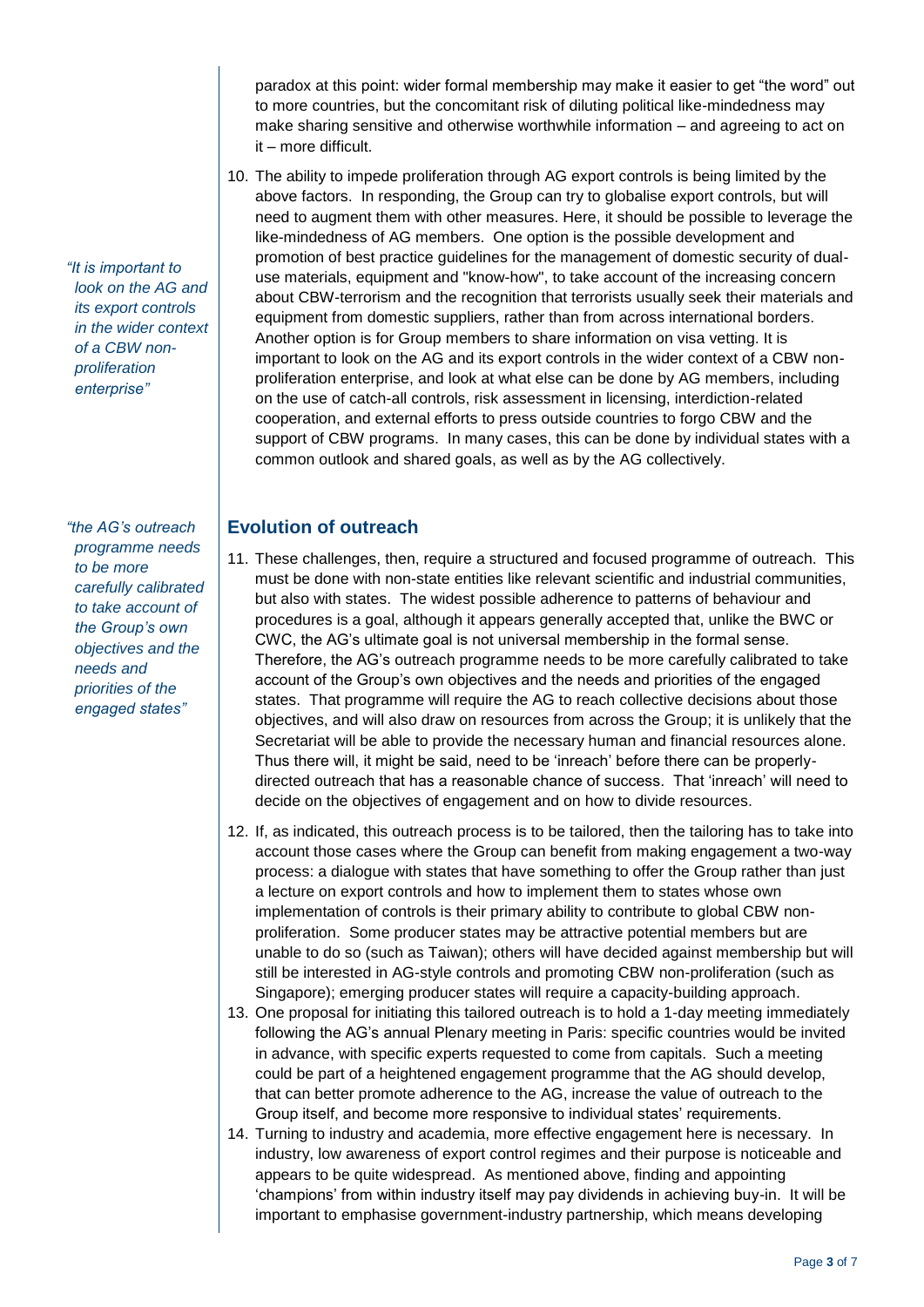paradox at this point: wider formal membership may make it easier to get "the word" out to more countries, but the concomitant risk of diluting political like-mindedness may make sharing sensitive and otherwise worthwhile information – and agreeing to act on it – more difficult.

*"It is important to look on the AG and its export controls in the wider context of a CBW non-proliferation enterprise"*

10. The ability to impede proliferation through AG export controls is being limited by the above factors. In responding, the Group can try to globalise export controls, but will need to augment them with other measures. Here, it should be possible to leverage the like-mindedness of AG members. One option is the possible development and promotion of best practice guidelines for the management of domestic security of dual-use materials, equipment and "know-how", to take account of the increasing concern about CBW-terrorism and the recognition that terrorists usually seek their materials and equipment from domestic suppliers, rather than from across international borders. Another option is for Group members to share information on visa vetting. It is important to look on the AG and its export controls in the wider context of a CBW non-proliferation enterprise, and look at what else can be done by AG members, including on the use of catch-all controls, risk assessment in licensing, interdiction-related cooperation, and external efforts to press outside countries to forgo CBW and the support of CBW programs. In many cases, this can be done by individual states with a common outlook and shared goals, as well as by the AG collectively.

## Evolution of outreach

*"the AG's outreach programme needs to be more carefully calibrated to take account of the Group's own objectives and the needs and priorities of the engaged states"*

11. These challenges, then, require a structured and focused programme of outreach. This must be done with non-state entities like relevant scientific and industrial communities, but also with states. The widest possible adherence to patterns of behaviour and procedures is a goal, although it appears generally accepted that, unlike the BWC or CWC, the AG's ultimate goal is not universal membership in the formal sense. Therefore, the AG's outreach programme needs to be more carefully calibrated to take account of the Group's own objectives and the needs and priorities of the engaged states. That programme will require the AG to reach collective decisions about those objectives, and will also draw on resources from across the Group; it is unlikely that the Secretariat will be able to provide the necessary human and financial resources alone. Thus there will, it might be said, need to be 'inreach' before there can be properly-directed outreach that has a reasonable chance of success. That 'inreach' will need to decide on the objectives of engagement and on how to divide resources.
12. If, as indicated, this outreach process is to be tailored, then the tailoring has to take into account those cases where the Group can benefit from making engagement a two-way process: a dialogue with states that have something to offer the Group rather than just a lecture on export controls and how to implement them to states whose own implementation of controls is their primary ability to contribute to global CBW non-proliferation. Some producer states may be attractive potential members but are unable to do so (such as Taiwan); others will have decided against membership but will still be interested in AG-style controls and promoting CBW non-proliferation (such as Singapore); emerging producer states will require a capacity-building approach.
13. One proposal for initiating this tailored outreach is to hold a 1-day meeting immediately following the AG's annual Plenary meeting in Paris: specific countries would be invited in advance, with specific experts requested to come from capitals. Such a meeting could be part of a heightened engagement programme that the AG should develop, that can better promote adherence to the AG, increase the value of outreach to the Group itself, and become more responsive to individual states' requirements.
14. Turning to industry and academia, more effective engagement here is necessary. In industry, low awareness of export control regimes and their purpose is noticeable and appears to be quite widespread. As mentioned above, finding and appointing 'champions' from within industry itself may pay dividends in achieving buy-in. It will be important to emphasise government-industry partnership, which means developing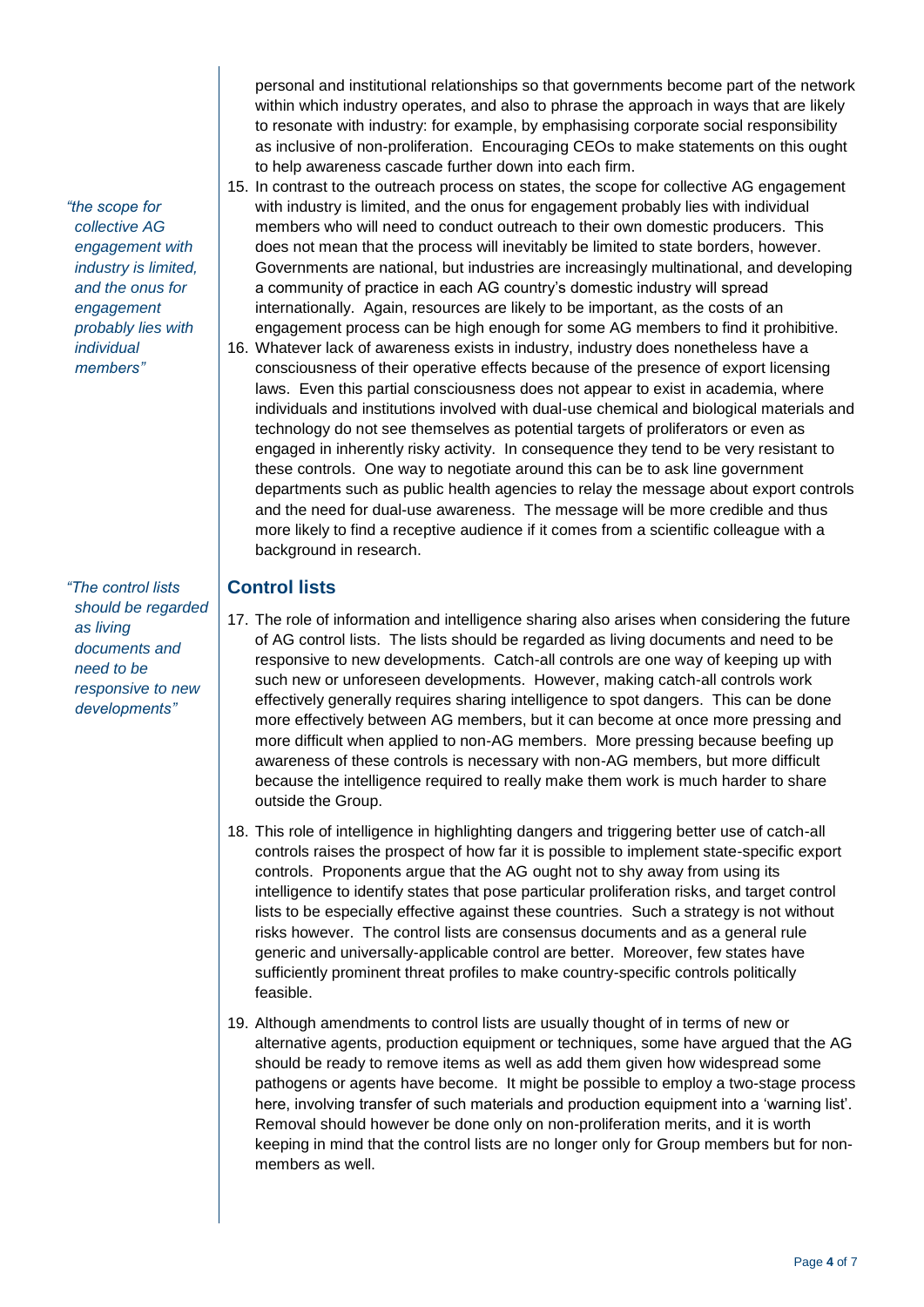personal and institutional relationships so that governments become part of the network within which industry operates, and also to phrase the approach in ways that are likely to resonate with industry: for example, by emphasising corporate social responsibility as inclusive of non-proliferation. Encouraging CEOs to make statements on this ought to help awareness cascade further down into each firm.

*"the scope for collective AG engagement with industry is limited, and the onus for engagement probably lies with individual members"*

15. In contrast to the outreach process on states, the scope for collective AG engagement with industry is limited, and the onus for engagement probably lies with individual members who will need to conduct outreach to their own domestic producers. This does not mean that the process will inevitably be limited to state borders, however. Governments are national, but industries are increasingly multinational, and developing a community of practice in each AG country's domestic industry will spread internationally. Again, resources are likely to be important, as the costs of an engagement process can be high enough for some AG members to find it prohibitive.

16. Whatever lack of awareness exists in industry, industry does nonetheless have a consciousness of their operative effects because of the presence of export licensing laws. Even this partial consciousness does not appear to exist in academia, where individuals and institutions involved with dual-use chemical and biological materials and technology do not see themselves as potential targets of proliferators or even as engaged in inherently risky activity. In consequence they tend to be very resistant to these controls. One way to negotiate around this can be to ask line government departments such as public health agencies to relay the message about export controls and the need for dual-use awareness. The message will be more credible and thus more likely to find a receptive audience if it comes from a scientific colleague with a background in research.

## Control lists

*"The control lists should be regarded as living documents and need to be responsive to new developments"*

17. The role of information and intelligence sharing also arises when considering the future of AG control lists. The lists should be regarded as living documents and need to be responsive to new developments. Catch-all controls are one way of keeping up with such new or unforeseen developments. However, making catch-all controls work effectively generally requires sharing intelligence to spot dangers. This can be done more effectively between AG members, but it can become at once more pressing and more difficult when applied to non-AG members. More pressing because beefing up awareness of these controls is necessary with non-AG members, but more difficult because the intelligence required to really make them work is much harder to share outside the Group.

18. This role of intelligence in highlighting dangers and triggering better use of catch-all controls raises the prospect of how far it is possible to implement state-specific export controls. Proponents argue that the AG ought not to shy away from using its intelligence to identify states that pose particular proliferation risks, and target control lists to be especially effective against these countries. Such a strategy is not without risks however. The control lists are consensus documents and as a general rule generic and universally-applicable control are better. Moreover, few states have sufficiently prominent threat profiles to make country-specific controls politically feasible.

19. Although amendments to control lists are usually thought of in terms of new or alternative agents, production equipment or techniques, some have argued that the AG should be ready to remove items as well as add them given how widespread some pathogens or agents have become. It might be possible to employ a two-stage process here, involving transfer of such materials and production equipment into a 'warning list'. Removal should however be done only on non-proliferation merits, and it is worth keeping in mind that the control lists are no longer only for Group members but for non-members as well.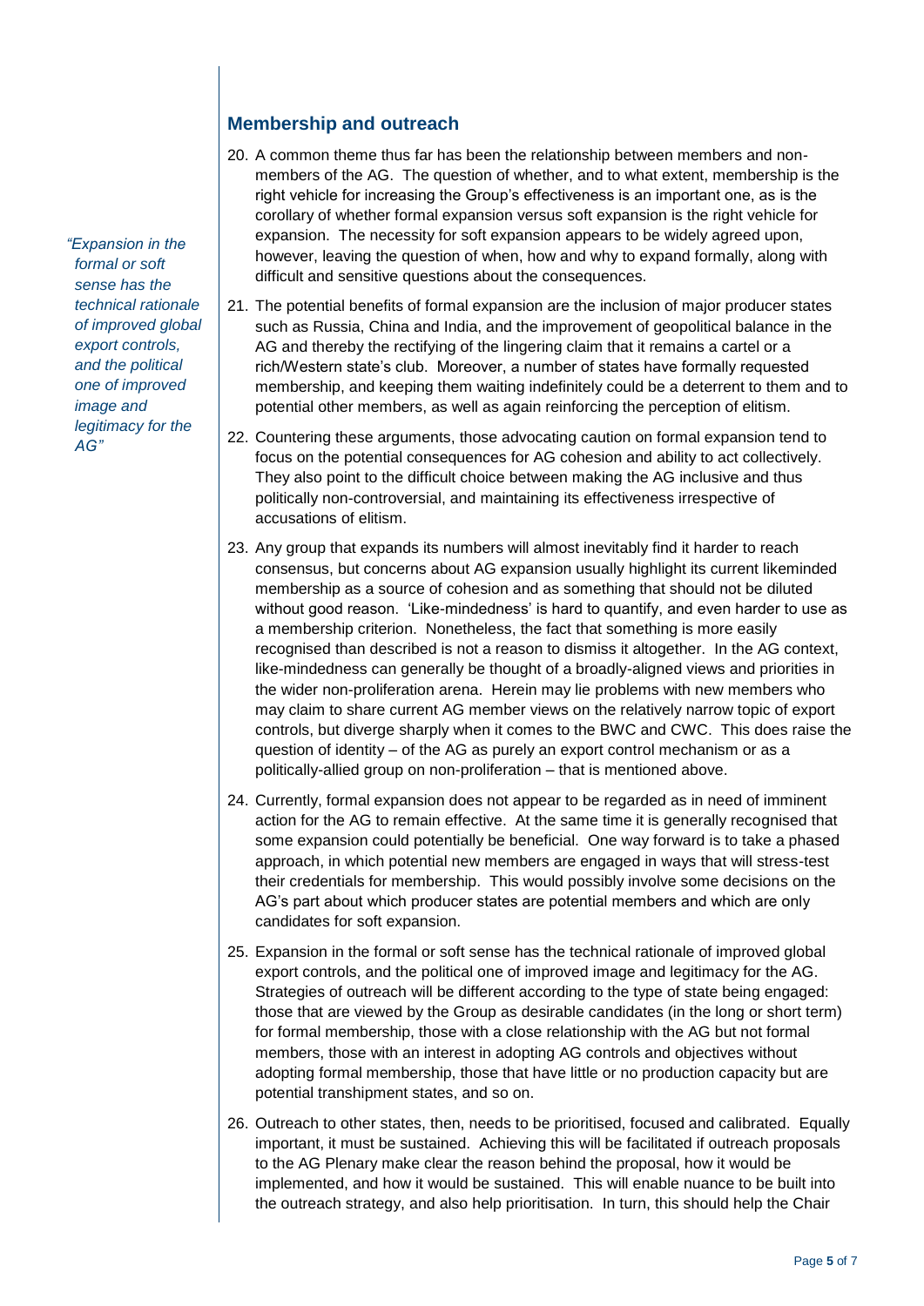## Membership and outreach

20. A common theme thus far has been the relationship between members and non-members of the AG. The question of whether, and to what extent, membership is the right vehicle for increasing the Group's effectiveness is an important one, as is the corollary of whether formal expansion versus soft expansion is the right vehicle for expansion. The necessity for soft expansion appears to be widely agreed upon, however, leaving the question of when, how and why to expand formally, along with difficult and sensitive questions about the consequences.

21. The potential benefits of formal expansion are the inclusion of major producer states such as Russia, China and India, and the improvement of geopolitical balance in the AG and thereby the rectifying of the lingering claim that it remains a cartel or a rich/Western state's club. Moreover, a number of states have formally requested membership, and keeping them waiting indefinitely could be a deterrent to them and to potential other members, as well as again reinforcing the perception of elitism.

22. Countering these arguments, those advocating caution on formal expansion tend to focus on the potential consequences for AG cohesion and ability to act collectively. They also point to the difficult choice between making the AG inclusive and thus politically non-controversial, and maintaining its effectiveness irrespective of accusations of elitism.

23. Any group that expands its numbers will almost inevitably find it harder to reach consensus, but concerns about AG expansion usually highlight its current likeminded membership as a source of cohesion and as something that should not be diluted without good reason. 'Like-mindedness' is hard to quantify, and even harder to use as a membership criterion. Nonetheless, the fact that something is more easily recognised than described is not a reason to dismiss it altogether. In the AG context, like-mindedness can generally be thought of a broadly-aligned views and priorities in the wider non-proliferation arena. Herein may lie problems with new members who may claim to share current AG member views on the relatively narrow topic of export controls, but diverge sharply when it comes to the BWC and CWC. This does raise the question of identity – of the AG as purely an export control mechanism or as a politically-allied group on non-proliferation – that is mentioned above.

24. Currently, formal expansion does not appear to be regarded as in need of imminent action for the AG to remain effective. At the same time it is generally recognised that some expansion could potentially be beneficial. One way forward is to take a phased approach, in which potential new members are engaged in ways that will stress-test their credentials for membership. This would possibly involve some decisions on the AG's part about which producer states are potential members and which are only candidates for soft expansion.

*"Expansion in the formal or soft sense has the technical rationale of improved global export controls, and the political one of improved image and legitimacy for the AG"*

25. Expansion in the formal or soft sense has the technical rationale of improved global export controls, and the political one of improved image and legitimacy for the AG. Strategies of outreach will be different according to the type of state being engaged: those that are viewed by the Group as desirable candidates (in the long or short term) for formal membership, those with a close relationship with the AG but not formal members, those with an interest in adopting AG controls and objectives without adopting formal membership, those that have little or no production capacity but are potential transhipment states, and so on.

26. Outreach to other states, then, needs to be prioritised, focused and calibrated. Equally important, it must be sustained. Achieving this will be facilitated if outreach proposals to the AG Plenary make clear the reason behind the proposal, how it would be implemented, and how it would be sustained. This will enable nuance to be built into the outreach strategy, and also help prioritisation. In turn, this should help the Chair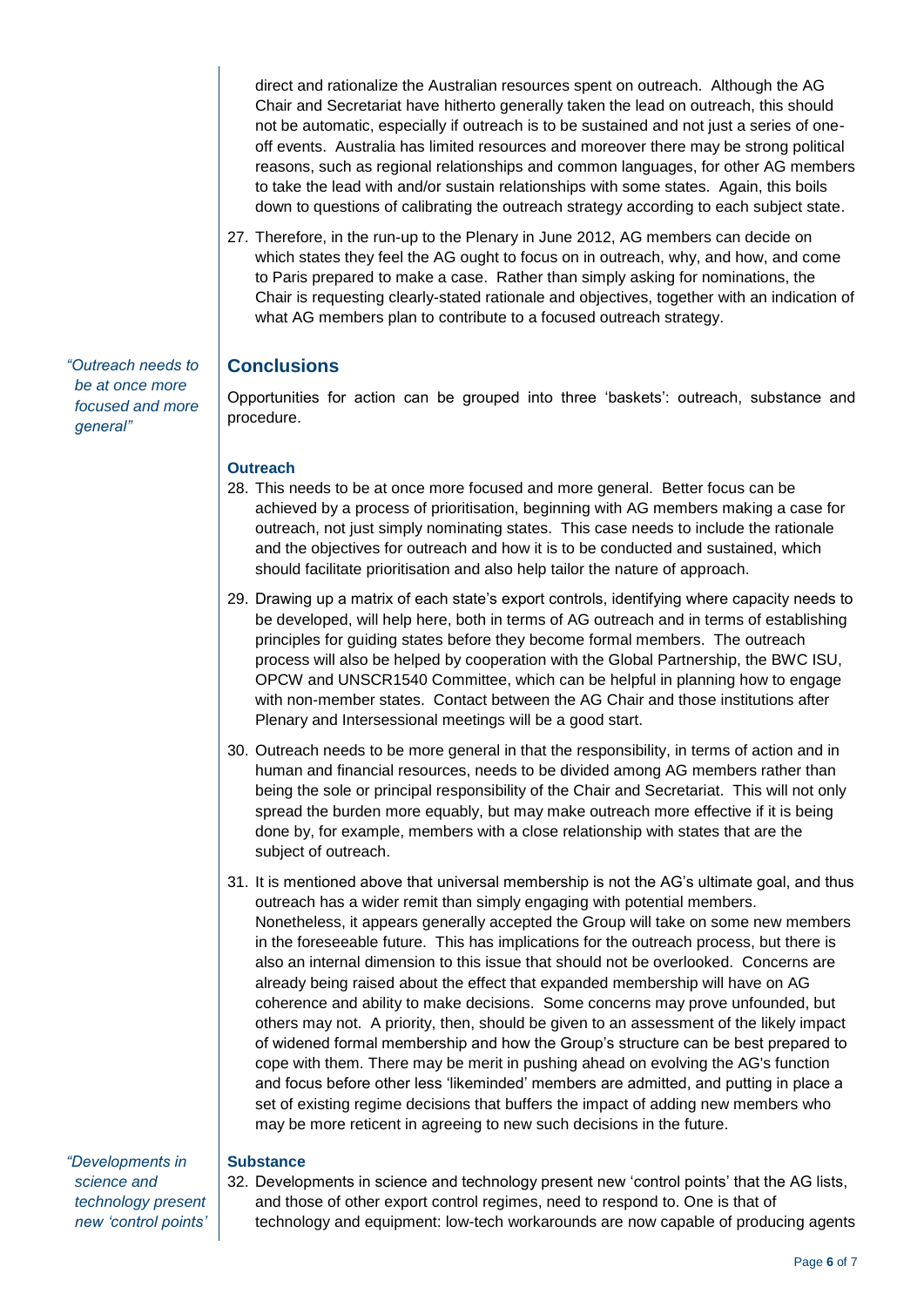direct and rationalize the Australian resources spent on outreach. Although the AG Chair and Secretariat have hitherto generally taken the lead on outreach, this should not be automatic, especially if outreach is to be sustained and not just a series of one-off events. Australia has limited resources and moreover there may be strong political reasons, such as regional relationships and common languages, for other AG members to take the lead with and/or sustain relationships with some states. Again, this boils down to questions of calibrating the outreach strategy according to each subject state.

27. Therefore, in the run-up to the Plenary in June 2012, AG members can decide on which states they feel the AG ought to focus on in outreach, why, and how, and come to Paris prepared to make a case. Rather than simply asking for nominations, the Chair is requesting clearly-stated rationale and objectives, together with an indication of what AG members plan to contribute to a focused outreach strategy.

*"Outreach needs to be at once more focused and more general"*

## Conclusions

Opportunities for action can be grouped into three 'baskets': outreach, substance and procedure.

### Outreach

28. This needs to be at once more focused and more general. Better focus can be achieved by a process of prioritisation, beginning with AG members making a case for outreach, not just simply nominating states. This case needs to include the rationale and the objectives for outreach and how it is to be conducted and sustained, which should facilitate prioritisation and also help tailor the nature of approach.

29. Drawing up a matrix of each state's export controls, identifying where capacity needs to be developed, will help here, both in terms of AG outreach and in terms of establishing principles for guiding states before they become formal members. The outreach process will also be helped by cooperation with the Global Partnership, the BWC ISU, OPCW and UNSCR1540 Committee, which can be helpful in planning how to engage with non-member states. Contact between the AG Chair and those institutions after Plenary and Intersessional meetings will be a good start.

30. Outreach needs to be more general in that the responsibility, in terms of action and in human and financial resources, needs to be divided among AG members rather than being the sole or principal responsibility of the Chair and Secretariat. This will not only spread the burden more equably, but may make outreach more effective if it is being done by, for example, members with a close relationship with states that are the subject of outreach.

31. It is mentioned above that universal membership is not the AG's ultimate goal, and thus outreach has a wider remit than simply engaging with potential members. Nonetheless, it appears generally accepted the Group will take on some new members in the foreseeable future. This has implications for the outreach process, but there is also an internal dimension to this issue that should not be overlooked. Concerns are already being raised about the effect that expanded membership will have on AG coherence and ability to make decisions. Some concerns may prove unfounded, but others may not. A priority, then, should be given to an assessment of the likely impact of widened formal membership and how the Group's structure can be best prepared to cope with them. There may be merit in pushing ahead on evolving the AG's function and focus before other less 'likeminded' members are admitted, and putting in place a set of existing regime decisions that buffers the impact of adding new members who may be more reticent in agreeing to new such decisions in the future.

*"Developments in science and technology present new 'control points'"*

### Substance

32. Developments in science and technology present new 'control points' that the AG lists, and those of other export control regimes, need to respond to. One is that of technology and equipment: low-tech workarounds are now capable of producing agents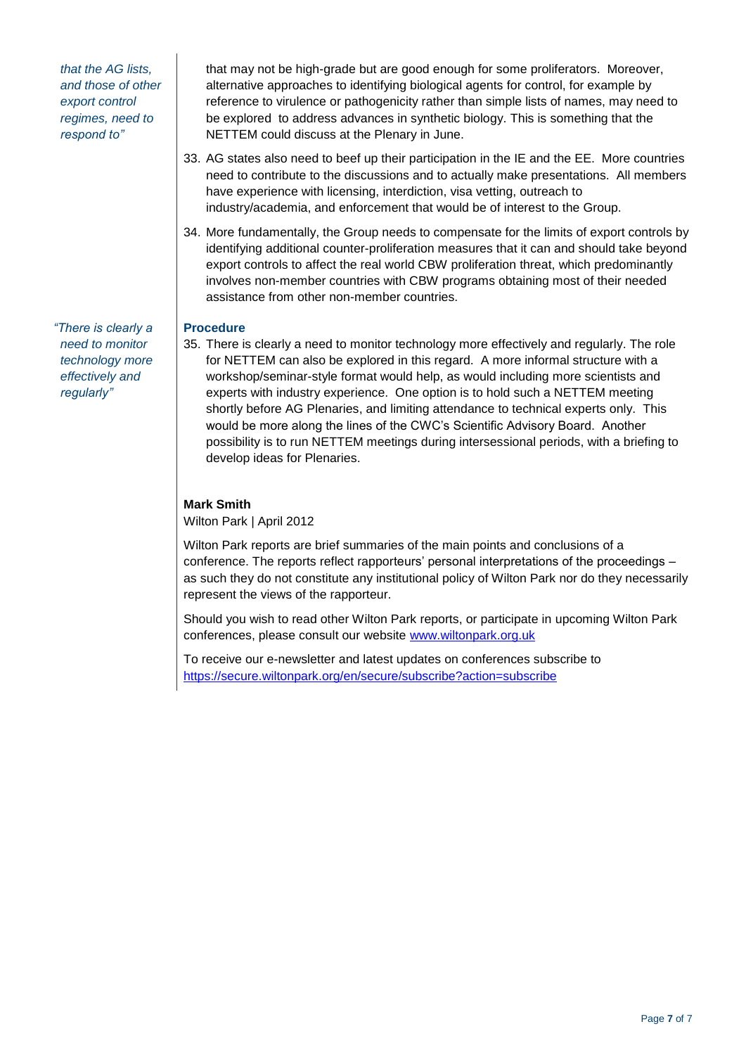*that the AG lists, and those of other export control regimes, need to respond to"*

that may not be high-grade but are good enough for some proliferators. Moreover, alternative approaches to identifying biological agents for control, for example by reference to virulence or pathogenicity rather than simple lists of names, may need to be explored to address advances in synthetic biology. This is something that the NETTEM could discuss at the Plenary in June.

33. AG states also need to beef up their participation in the IE and the EE. More countries need to contribute to the discussions and to actually make presentations. All members have experience with licensing, interdiction, visa vetting, outreach to industry/academia, and enforcement that would be of interest to the Group.

34. More fundamentally, the Group needs to compensate for the limits of export controls by identifying additional counter-proliferation measures that it can and should take beyond export controls to affect the real world CBW proliferation threat, which predominantly involves non-member countries with CBW programs obtaining most of their needed assistance from other non-member countries.

*"There is clearly a need to monitor technology more effectively and regularly"*

### Procedure

35. There is clearly a need to monitor technology more effectively and regularly. The role for NETTEM can also be explored in this regard. A more informal structure with a workshop/seminar-style format would help, as would including more scientists and experts with industry experience. One option is to hold such a NETTEM meeting shortly before AG Plenaries, and limiting attendance to technical experts only. This would be more along the lines of the CWC's Scientific Advisory Board. Another possibility is to run NETTEM meetings during intersessional periods, with a briefing to develop ideas for Plenaries.

**Mark Smith**

Wilton Park | April 2012

Wilton Park reports are brief summaries of the main points and conclusions of a conference. The reports reflect rapporteurs' personal interpretations of the proceedings – as such they do not constitute any institutional policy of Wilton Park nor do they necessarily represent the views of the rapporteur.

Should you wish to read other Wilton Park reports, or participate in upcoming Wilton Park conferences, please consult our website [www.wiltonpark.org.uk](http://www.wiltonpark.org.uk)

To receive our e-newsletter and latest updates on conferences subscribe to [https://secure.wiltonpark.org/en/secure/subscribe?action=subscribe](https://secure.wiltonpark.org/en/secure/subscribe?action=subscribe)